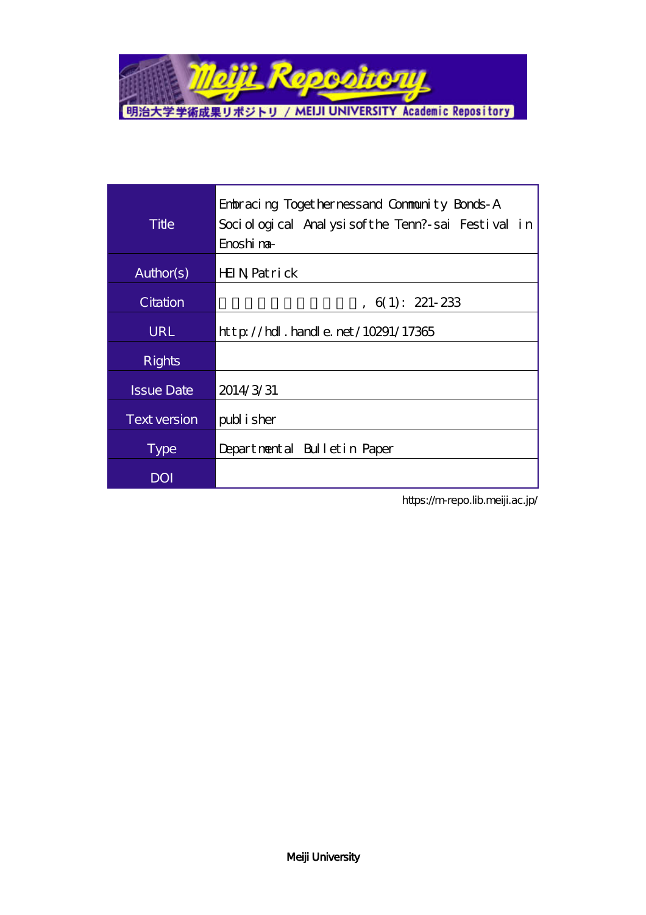| Title | Embracing Togethernessand Community Bonds-A Sociological Analysisofthe Tenn?-sai Festival in Enoshima- |
| --- | --- |
| Author(s) | HEIN,Patrick |
| Citation | , 6(1): 221-233 |
| URL | http://hdl.handle.net/10291/17365 |
| Rights | |
| Issue Date | 2014/3/31 |
| Text version | publisher |
| Type | Departmental Bulletin Paper |
| DOI | |

https://m-repo.lib.meiji.ac.jp/

Meiji University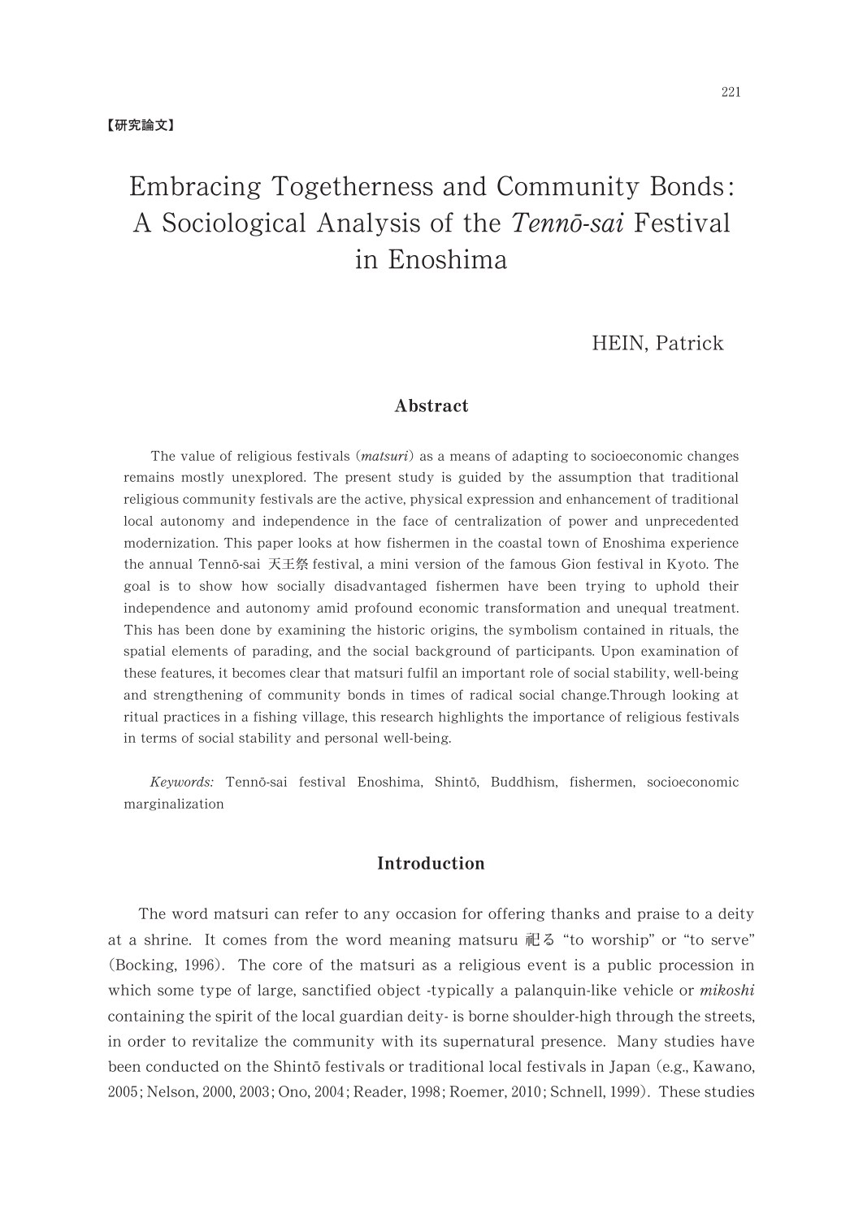【研究論文】

# Embracing Togetherness and Community Bonds: A Sociological Analysis of the *Tennō-sai* Festival in Enoshima

HEIN, Patrick

## Abstract

The value of religious festivals (*matsuri*) as a means of adapting to socioeconomic changes remains mostly unexplored. The present study is guided by the assumption that traditional religious community festivals are the active, physical expression and enhancement of traditional local autonomy and independence in the face of centralization of power and unprecedented modernization. This paper looks at how fishermen in the coastal town of Enoshima experience the annual Tennō-sai 天王祭 festival, a mini version of the famous Gion festival in Kyoto. The goal is to show how socially disadvantaged fishermen have been trying to uphold their independence and autonomy amid profound economic transformation and unequal treatment. This has been done by examining the historic origins, the symbolism contained in rituals, the spatial elements of parading, and the social background of participants. Upon examination of these features, it becomes clear that matsuri fulfil an important role of social stability, well-being and strengthening of community bonds in times of radical social change.Through looking at ritual practices in a fishing village, this research highlights the importance of religious festivals in terms of social stability and personal well-being.

*Keywords:* Tennō-sai festival Enoshima, Shintō, Buddhism, fishermen, socioeconomic marginalization

## Introduction

The word matsuri can refer to any occasion for offering thanks and praise to a deity at a shrine. It comes from the word meaning matsuru 祀る "to worship" or "to serve" (Bocking, 1996). The core of the matsuri as a religious event is a public procession in which some type of large, sanctified object -typically a palanquin-like vehicle or *mikoshi* containing the spirit of the local guardian deity- is borne shoulder-high through the streets, in order to revitalize the community with its supernatural presence. Many studies have been conducted on the Shintō festivals or traditional local festivals in Japan (e.g., Kawano, 2005; Nelson, 2000, 2003; Ono, 2004; Reader, 1998; Roemer, 2010; Schnell, 1999). These studies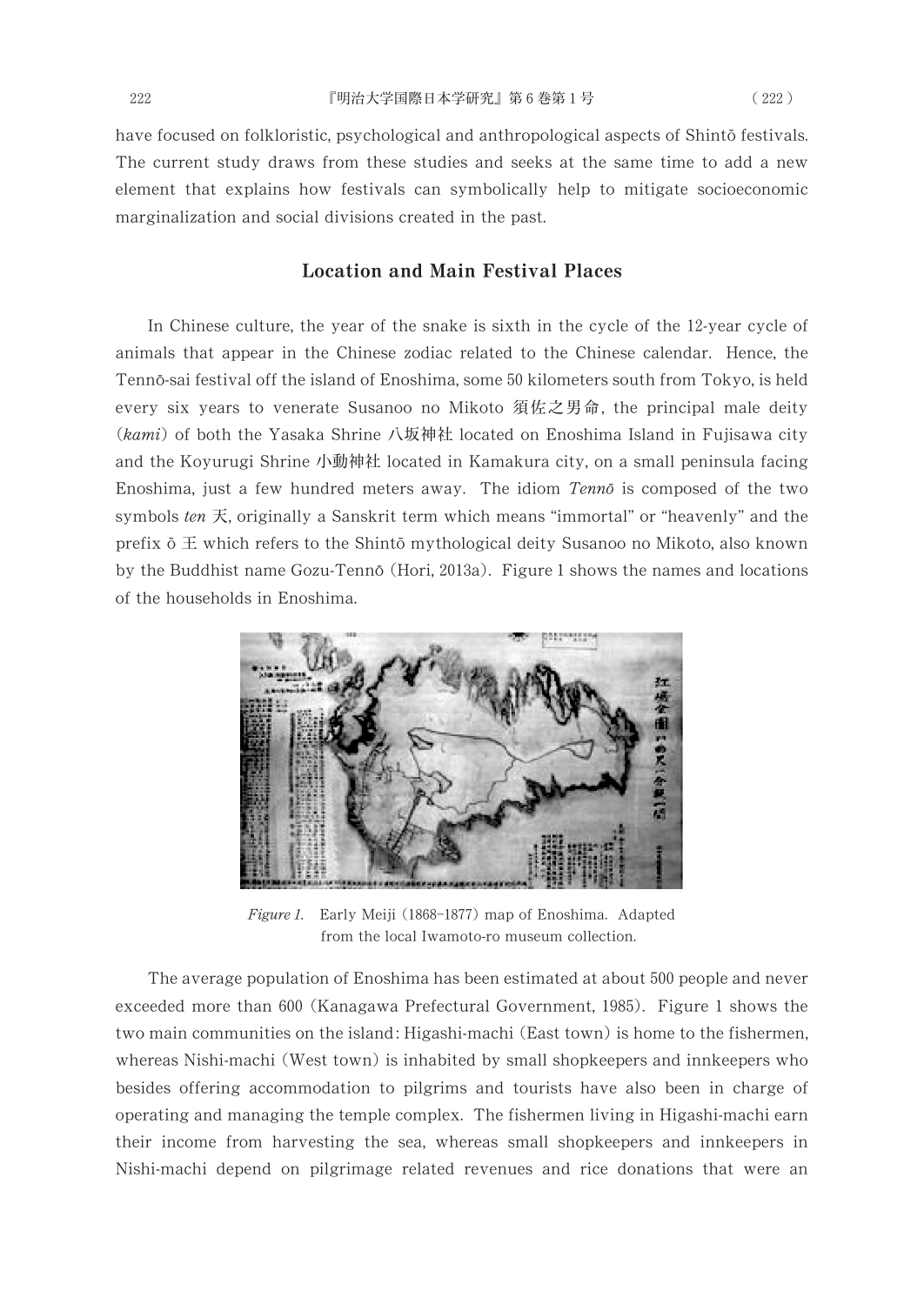have focused on folkloristic, psychological and anthropological aspects of Shintō festivals. The current study draws from these studies and seeks at the same time to add a new element that explains how festivals can symbolically help to mitigate socioeconomic marginalization and social divisions created in the past.

## Location and Main Festival Places

In Chinese culture, the year of the snake is sixth in the cycle of the 12-year cycle of animals that appear in the Chinese zodiac related to the Chinese calendar. Hence, the Tennō-sai festival off the island of Enoshima, some 50 kilometers south from Tokyo, is held every six years to venerate Susanoo no Mikoto 須佐之男命, the principal male deity (*kami*) of both the Yasaka Shrine 八坂神社 located on Enoshima Island in Fujisawa city and the Koyurugi Shrine 小動神社 located in Kamakura city, on a small peninsula facing Enoshima, just a few hundred meters away. The idiom *Tennō* is composed of the two symbols *ten* 天, originally a Sanskrit term which means "immortal" or "heavenly" and the prefix ō 王 which refers to the Shintō mythological deity Susanoo no Mikoto, also known by the Buddhist name Gozu-Tennō (Hori, 2013a). Figure 1 shows the names and locations of the households in Enoshima.

*Figure 1.* Early Meiji (1868–1877) map of Enoshima. Adapted from the local Iwamoto-ro museum collection.

The average population of Enoshima has been estimated at about 500 people and never exceeded more than 600 (Kanagawa Prefectural Government, 1985). Figure 1 shows the two main communities on the island: Higashi-machi (East town) is home to the fishermen, whereas Nishi-machi (West town) is inhabited by small shopkeepers and innkeepers who besides offering accommodation to pilgrims and tourists have also been in charge of operating and managing the temple complex. The fishermen living in Higashi-machi earn their income from harvesting the sea, whereas small shopkeepers and innkeepers in Nishi-machi depend on pilgrimage related revenues and rice donations that were an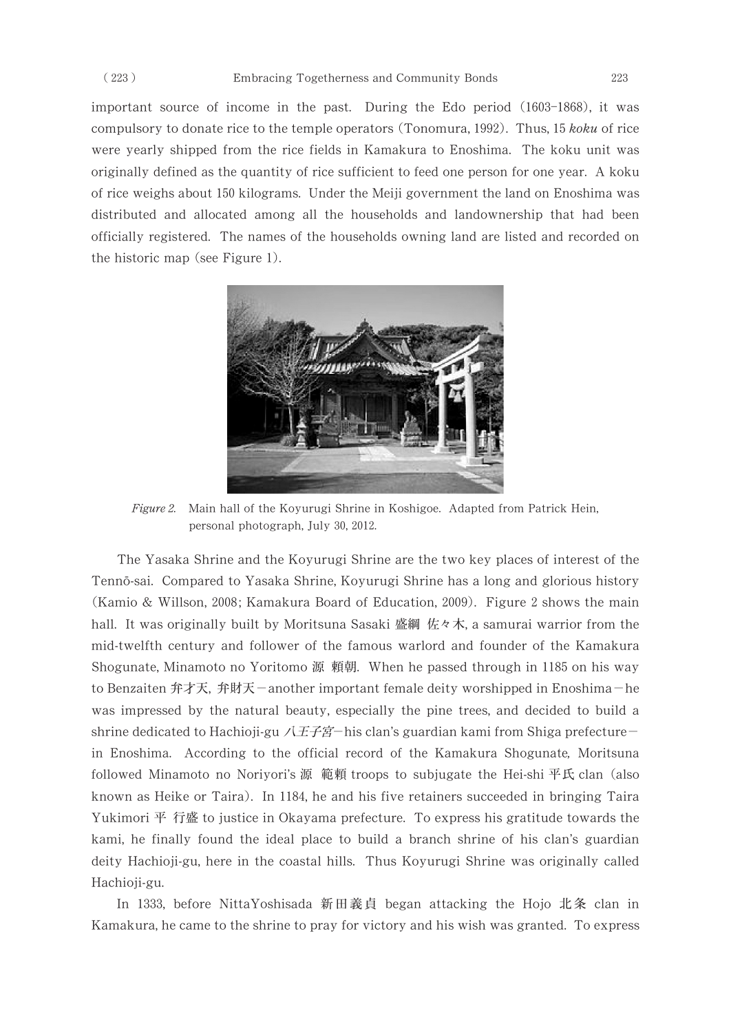important source of income in the past. During the Edo period (1603-1868), it was compulsory to donate rice to the temple operators (Tonomura, 1992). Thus, 15 *koku* of rice were yearly shipped from the rice fields in Kamakura to Enoshima. The koku unit was originally defined as the quantity of rice sufficient to feed one person for one year. A koku of rice weighs about 150 kilograms. Under the Meiji government the land on Enoshima was distributed and allocated among all the households and landownership that had been officially registered. The names of the households owning land are listed and recorded on the historic map (see Figure 1).

*Figure 2.* Main hall of the Koyurugi Shrine in Koshigoe. Adapted from Patrick Hein, personal photograph, July 30, 2012.

The Yasaka Shrine and the Koyurugi Shrine are the two key places of interest of the Tennō-sai. Compared to Yasaka Shrine, Koyurugi Shrine has a long and glorious history (Kamio & Willson, 2008; Kamakura Board of Education, 2009). Figure 2 shows the main hall. It was originally built by Moritsuna Sasaki 盛綱 佐々木, a samurai warrior from the mid-twelfth century and follower of the famous warlord and founder of the Kamakura Shogunate, Minamoto no Yoritomo 源 頼朝. When he passed through in 1185 on his way to Benzaiten 弁才天, 弁財天－another important female deity worshipped in Enoshima－he was impressed by the natural beauty, especially the pine trees, and decided to build a shrine dedicated to Hachioji-gu *八王子宮*－his clan's guardian kami from Shiga prefecture－in Enoshima. According to the official record of the Kamakura Shogunate, Moritsuna followed Minamoto no Noriyori's 源 範頼 troops to subjugate the Hei-shi 平氏 clan (also known as Heike or Taira). In 1184, he and his five retainers succeeded in bringing Taira Yukimori 平 行盛 to justice in Okayama prefecture. To express his gratitude towards the kami, he finally found the ideal place to build a branch shrine of his clan's guardian deity Hachioji-gu, here in the coastal hills. Thus Koyurugi Shrine was originally called Hachioji-gu.

In 1333, before NittaYoshisada 新田義貞 began attacking the Hojo 北条 clan in Kamakura, he came to the shrine to pray for victory and his wish was granted. To express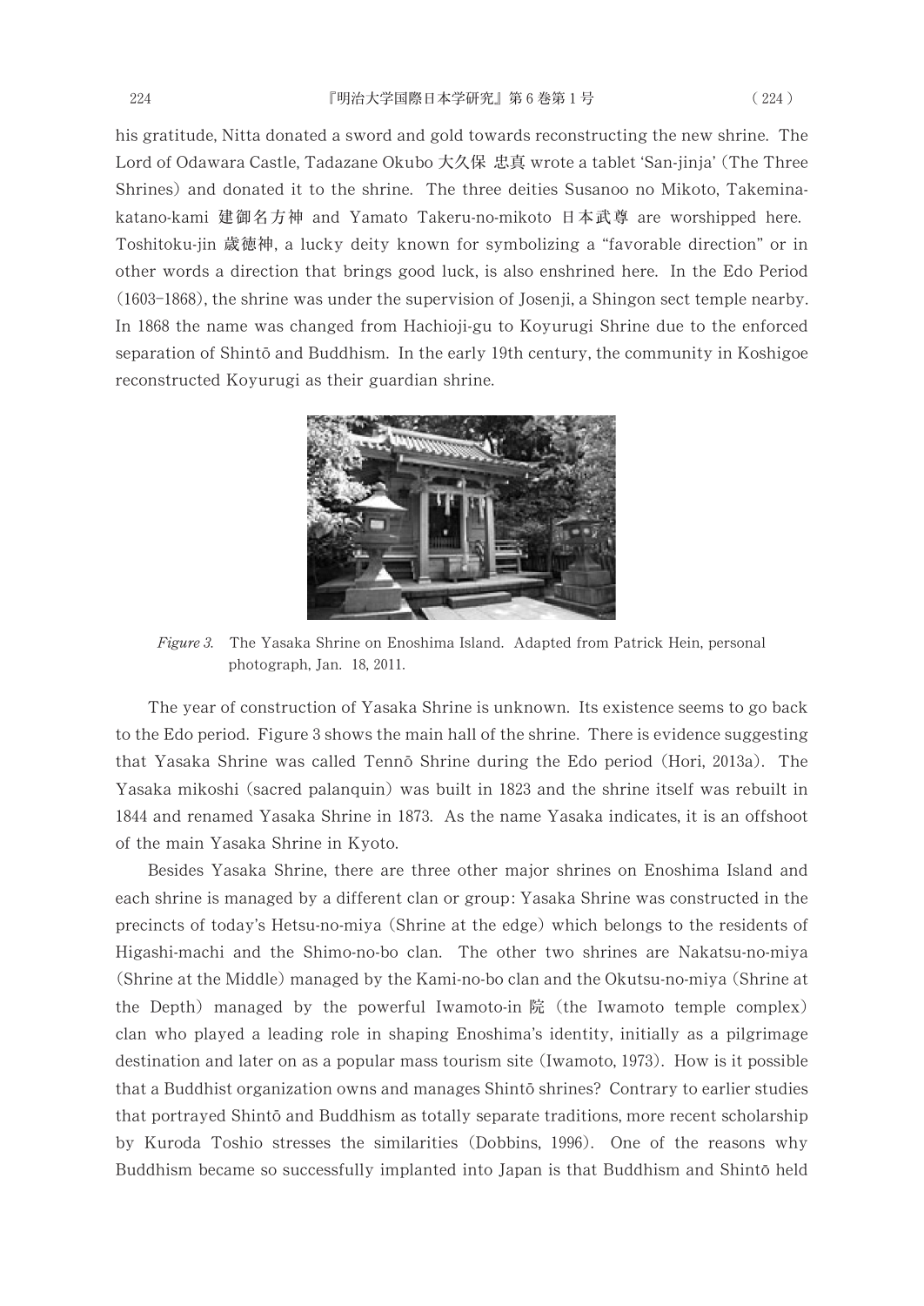his gratitude, Nitta donated a sword and gold towards reconstructing the new shrine. The Lord of Odawara Castle, Tadazane Okubo 大久保 忠真 wrote a tablet 'San-jinja' (The Three Shrines) and donated it to the shrine. The three deities Susanoo no Mikoto, Takeminakatano-kami 建御名方神 and Yamato Takeru-no-mikoto 日本武尊 are worshipped here. Toshitoku-jin 歳徳神, a lucky deity known for symbolizing a "favorable direction" or in other words a direction that brings good luck, is also enshrined here. In the Edo Period (1603–1868), the shrine was under the supervision of Josenji, a Shingon sect temple nearby. In 1868 the name was changed from Hachioji-gu to Koyurugi Shrine due to the enforced separation of Shintō and Buddhism. In the early 19th century, the community in Koshigoe reconstructed Koyurugi as their guardian shrine.

*Figure 3.* The Yasaka Shrine on Enoshima Island. Adapted from Patrick Hein, personal photograph, Jan. 18, 2011.

The year of construction of Yasaka Shrine is unknown. Its existence seems to go back to the Edo period. Figure 3 shows the main hall of the shrine. There is evidence suggesting that Yasaka Shrine was called Tennō Shrine during the Edo period (Hori, 2013a). The Yasaka mikoshi (sacred palanquin) was built in 1823 and the shrine itself was rebuilt in 1844 and renamed Yasaka Shrine in 1873. As the name Yasaka indicates, it is an offshoot of the main Yasaka Shrine in Kyoto.

Besides Yasaka Shrine, there are three other major shrines on Enoshima Island and each shrine is managed by a different clan or group: Yasaka Shrine was constructed in the precincts of today's Hetsu-no-miya (Shrine at the edge) which belongs to the residents of Higashi-machi and the Shimo-no-bo clan. The other two shrines are Nakatsu-no-miya (Shrine at the Middle) managed by the Kami-no-bo clan and the Okutsu-no-miya (Shrine at the Depth) managed by the powerful Iwamoto-in 院 (the Iwamoto temple complex) clan who played a leading role in shaping Enoshima's identity, initially as a pilgrimage destination and later on as a popular mass tourism site (Iwamoto, 1973). How is it possible that a Buddhist organization owns and manages Shintō shrines? Contrary to earlier studies that portrayed Shintō and Buddhism as totally separate traditions, more recent scholarship by Kuroda Toshio stresses the similarities (Dobbins, 1996). One of the reasons why Buddhism became so successfully implanted into Japan is that Buddhism and Shintō held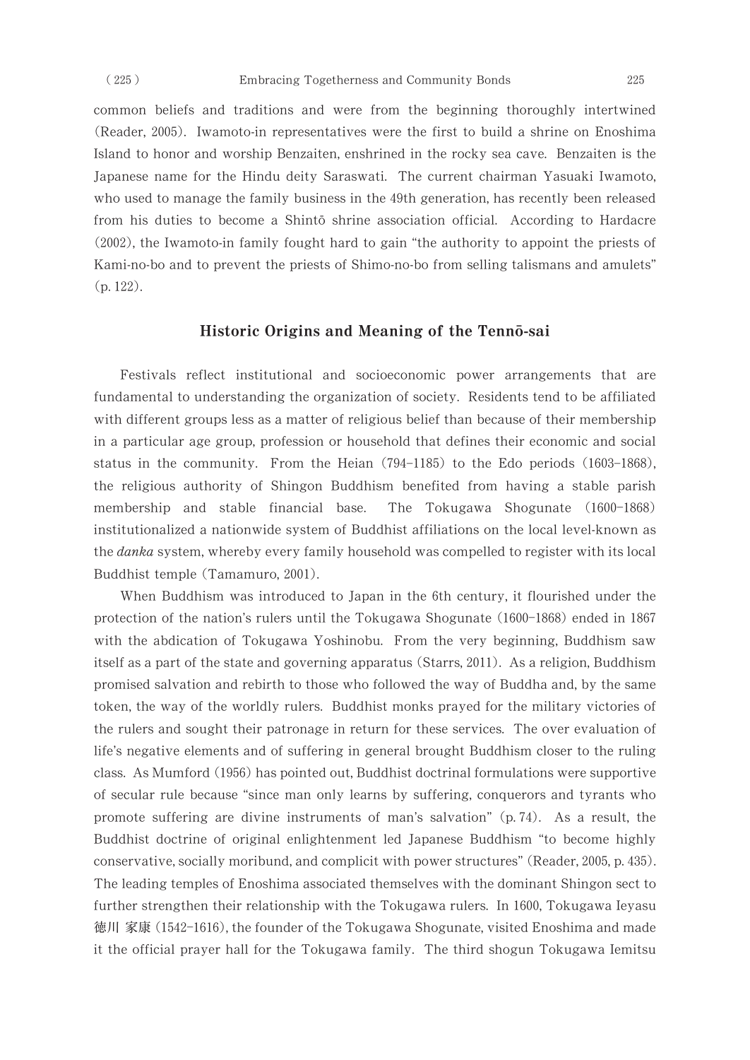common beliefs and traditions and were from the beginning thoroughly intertwined (Reader, 2005). Iwamoto-in representatives were the first to build a shrine on Enoshima Island to honor and worship Benzaiten, enshrined in the rocky sea cave. Benzaiten is the Japanese name for the Hindu deity Saraswati. The current chairman Yasuaki Iwamoto, who used to manage the family business in the 49th generation, has recently been released from his duties to become a Shintō shrine association official. According to Hardacre (2002), the Iwamoto-in family fought hard to gain "the authority to appoint the priests of Kami-no-bo and to prevent the priests of Shimo-no-bo from selling talismans and amulets" (p. 122).

## Historic Origins and Meaning of the Tennō-sai

Festivals reflect institutional and socioeconomic power arrangements that are fundamental to understanding the organization of society. Residents tend to be affiliated with different groups less as a matter of religious belief than because of their membership in a particular age group, profession or household that defines their economic and social status in the community. From the Heian (794–1185) to the Edo periods (1603–1868), the religious authority of Shingon Buddhism benefited from having a stable parish membership and stable financial base. The Tokugawa Shogunate (1600–1868) institutionalized a nationwide system of Buddhist affiliations on the local level-known as the *danka* system, whereby every family household was compelled to register with its local Buddhist temple (Tamamuro, 2001).

When Buddhism was introduced to Japan in the 6th century, it flourished under the protection of the nation's rulers until the Tokugawa Shogunate (1600–1868) ended in 1867 with the abdication of Tokugawa Yoshinobu. From the very beginning, Buddhism saw itself as a part of the state and governing apparatus (Starrs, 2011). As a religion, Buddhism promised salvation and rebirth to those who followed the way of Buddha and, by the same token, the way of the worldly rulers. Buddhist monks prayed for the military victories of the rulers and sought their patronage in return for these services. The over evaluation of life's negative elements and of suffering in general brought Buddhism closer to the ruling class. As Mumford (1956) has pointed out, Buddhist doctrinal formulations were supportive of secular rule because "since man only learns by suffering, conquerors and tyrants who promote suffering are divine instruments of man's salvation" (p. 74). As a result, the Buddhist doctrine of original enlightenment led Japanese Buddhism "to become highly conservative, socially moribund, and complicit with power structures" (Reader, 2005, p. 435). The leading temples of Enoshima associated themselves with the dominant Shingon sect to further strengthen their relationship with the Tokugawa rulers. In 1600, Tokugawa Ieyasu 徳川 家康 (1542–1616), the founder of the Tokugawa Shogunate, visited Enoshima and made it the official prayer hall for the Tokugawa family. The third shogun Tokugawa Iemitsu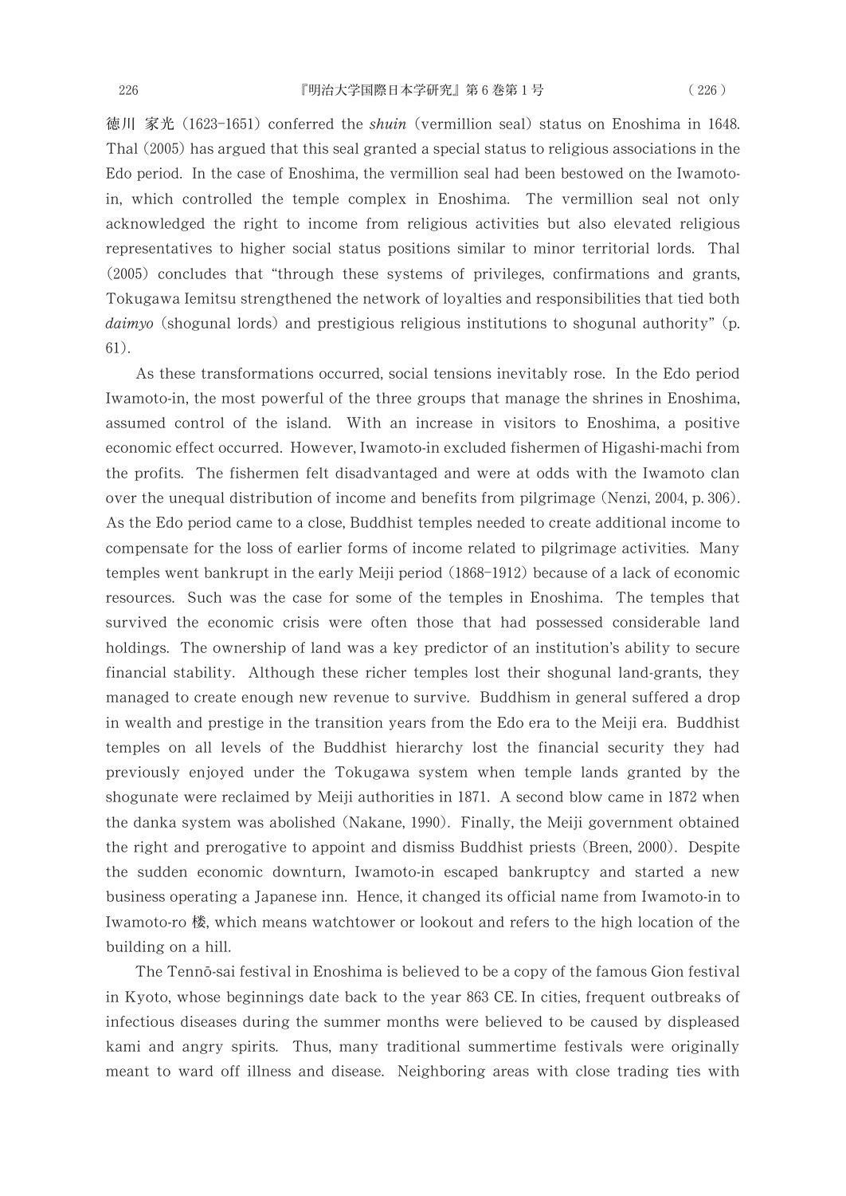徳川 家光 (1623-1651) conferred the *shuin* (vermillion seal) status on Enoshima in 1648. Thal (2005) has argued that this seal granted a special status to religious associations in the Edo period. In the case of Enoshima, the vermillion seal had been bestowed on the Iwamoto-in, which controlled the temple complex in Enoshima. The vermillion seal not only acknowledged the right to income from religious activities but also elevated religious representatives to higher social status positions similar to minor territorial lords. Thal (2005) concludes that "through these systems of privileges, confirmations and grants, Tokugawa Iemitsu strengthened the network of loyalties and responsibilities that tied both *daimyo* (shogunal lords) and prestigious religious institutions to shogunal authority" (p. 61).

As these transformations occurred, social tensions inevitably rose. In the Edo period Iwamoto-in, the most powerful of the three groups that manage the shrines in Enoshima, assumed control of the island. With an increase in visitors to Enoshima, a positive economic effect occurred. However, Iwamoto-in excluded fishermen of Higashi-machi from the profits. The fishermen felt disadvantaged and were at odds with the Iwamoto clan over the unequal distribution of income and benefits from pilgrimage (Nenzi, 2004, p. 306). As the Edo period came to a close, Buddhist temples needed to create additional income to compensate for the loss of earlier forms of income related to pilgrimage activities. Many temples went bankrupt in the early Meiji period (1868-1912) because of a lack of economic resources. Such was the case for some of the temples in Enoshima. The temples that survived the economic crisis were often those that had possessed considerable land holdings. The ownership of land was a key predictor of an institution's ability to secure financial stability. Although these richer temples lost their shogunal land-grants, they managed to create enough new revenue to survive. Buddhism in general suffered a drop in wealth and prestige in the transition years from the Edo era to the Meiji era. Buddhist temples on all levels of the Buddhist hierarchy lost the financial security they had previously enjoyed under the Tokugawa system when temple lands granted by the shogunate were reclaimed by Meiji authorities in 1871. A second blow came in 1872 when the danka system was abolished (Nakane, 1990). Finally, the Meiji government obtained the right and prerogative to appoint and dismiss Buddhist priests (Breen, 2000). Despite the sudden economic downturn, Iwamoto-in escaped bankruptcy and started a new business operating a Japanese inn. Hence, it changed its official name from Iwamoto-in to Iwamoto-ro 楼, which means watchtower or lookout and refers to the high location of the building on a hill.

The Tennō-sai festival in Enoshima is believed to be a copy of the famous Gion festival in Kyoto, whose beginnings date back to the year 863 CE. In cities, frequent outbreaks of infectious diseases during the summer months were believed to be caused by displeased kami and angry spirits. Thus, many traditional summertime festivals were originally meant to ward off illness and disease. Neighboring areas with close trading ties with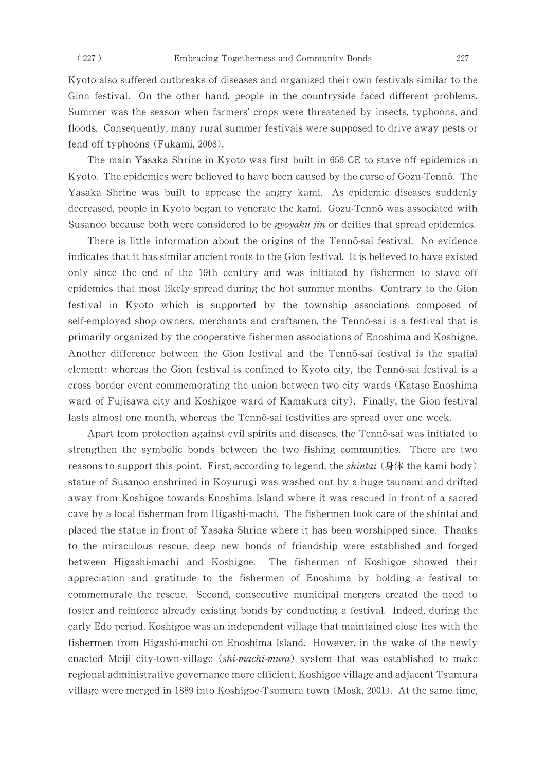Kyoto also suffered outbreaks of diseases and organized their own festivals similar to the Gion festival. On the other hand, people in the countryside faced different problems. Summer was the season when farmers' crops were threatened by insects, typhoons, and floods. Consequently, many rural summer festivals were supposed to drive away pests or fend off typhoons (Fukami, 2008).

The main Yasaka Shrine in Kyoto was first built in 656 CE to stave off epidemics in Kyoto. The epidemics were believed to have been caused by the curse of Gozu-Tennō. The Yasaka Shrine was built to appease the angry kami. As epidemic diseases suddenly decreased, people in Kyoto began to venerate the kami. Gozu-Tennō was associated with Susanoo because both were considered to be *gyoyaku jin* or deities that spread epidemics.

There is little information about the origins of the Tennō-sai festival. No evidence indicates that it has similar ancient roots to the Gion festival. It is believed to have existed only since the end of the 19th century and was initiated by fishermen to stave off epidemics that most likely spread during the hot summer months. Contrary to the Gion festival in Kyoto which is supported by the township associations composed of self-employed shop owners, merchants and craftsmen, the Tennō-sai is a festival that is primarily organized by the cooperative fishermen associations of Enoshima and Koshigoe. Another difference between the Gion festival and the Tennō-sai festival is the spatial element: whereas the Gion festival is confined to Kyoto city, the Tennō-sai festival is a cross border event commemorating the union between two city wards (Katase Enoshima ward of Fujisawa city and Koshigoe ward of Kamakura city). Finally, the Gion festival lasts almost one month, whereas the Tennō-sai festivities are spread over one week.

Apart from protection against evil spirits and diseases, the Tennō-sai was initiated to strengthen the symbolic bonds between the two fishing communities. There are two reasons to support this point. First, according to legend, the *shintai* (身体 the kami body) statue of Susanoo enshrined in Koyurugi was washed out by a huge tsunami and drifted away from Koshigoe towards Enoshima Island where it was rescued in front of a sacred cave by a local fisherman from Higashi-machi. The fishermen took care of the shintai and placed the statue in front of Yasaka Shrine where it has been worshipped since. Thanks to the miraculous rescue, deep new bonds of friendship were established and forged between Higashi-machi and Koshigoe. The fishermen of Koshigoe showed their appreciation and gratitude to the fishermen of Enoshima by holding a festival to commemorate the rescue. Second, consecutive municipal mergers created the need to foster and reinforce already existing bonds by conducting a festival. Indeed, during the early Edo period, Koshigoe was an independent village that maintained close ties with the fishermen from Higashi-machi on Enoshima Island. However, in the wake of the newly enacted Meiji city-town-village (*shi-machi-mura*) system that was established to make regional administrative governance more efficient, Koshigoe village and adjacent Tsumura village were merged in 1889 into Koshigoe-Tsumura town (Mosk, 2001). At the same time,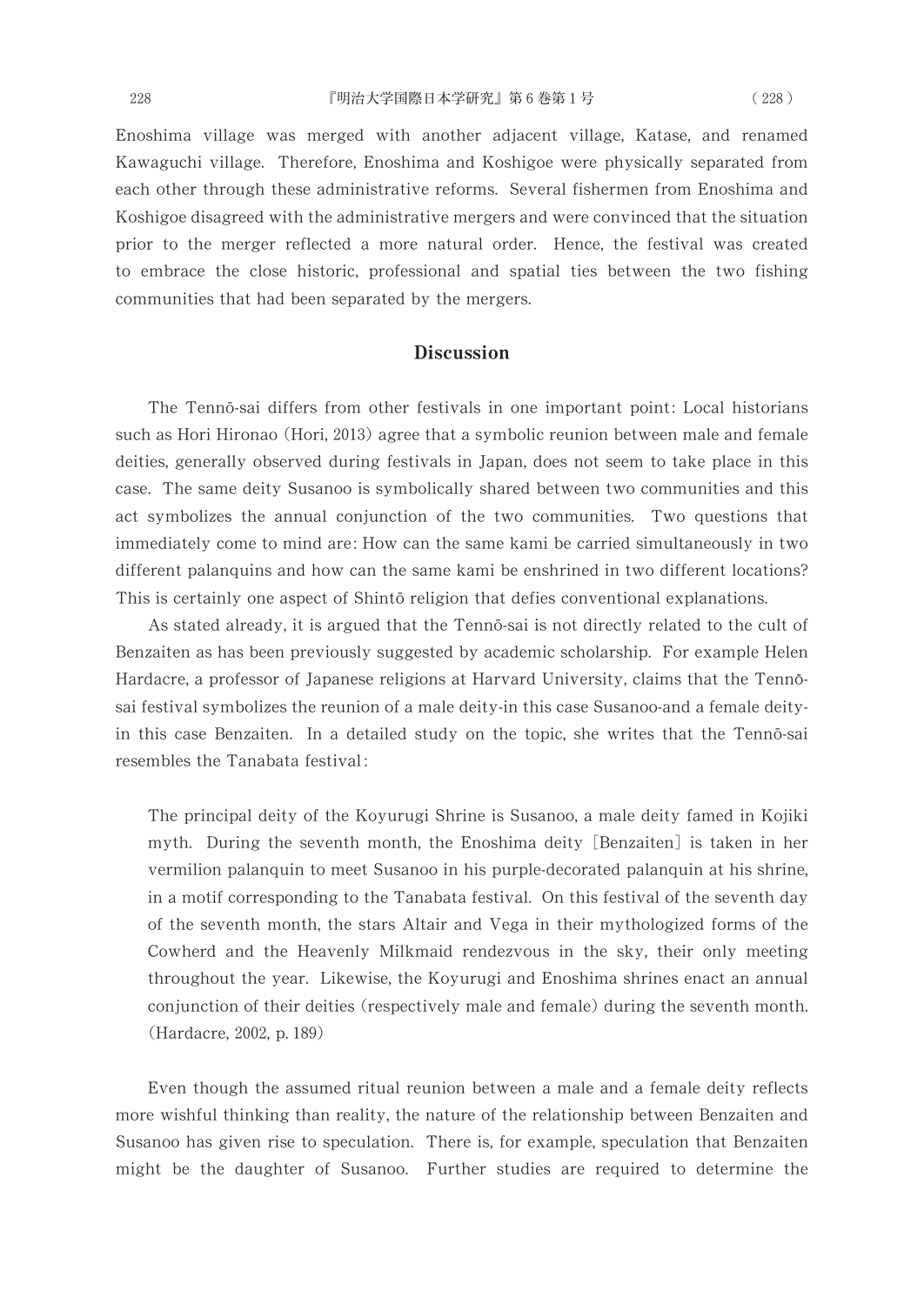Enoshima village was merged with another adjacent village, Katase, and renamed Kawaguchi village. Therefore, Enoshima and Koshigoe were physically separated from each other through these administrative reforms. Several fishermen from Enoshima and Koshigoe disagreed with the administrative mergers and were convinced that the situation prior to the merger reflected a more natural order. Hence, the festival was created to embrace the close historic, professional and spatial ties between the two fishing communities that had been separated by the mergers.

## Discussion

The Tennō-sai differs from other festivals in one important point: Local historians such as Hori Hironao (Hori, 2013) agree that a symbolic reunion between male and female deities, generally observed during festivals in Japan, does not seem to take place in this case. The same deity Susanoo is symbolically shared between two communities and this act symbolizes the annual conjunction of the two communities. Two questions that immediately come to mind are: How can the same kami be carried simultaneously in two different palanquins and how can the same kami be enshrined in two different locations? This is certainly one aspect of Shintō religion that defies conventional explanations.

As stated already, it is argued that the Tennō-sai is not directly related to the cult of Benzaiten as has been previously suggested by academic scholarship. For example Helen Hardacre, a professor of Japanese religions at Harvard University, claims that the Tennō-sai festival symbolizes the reunion of a male deity-in this case Susanoo-and a female deity-in this case Benzaiten. In a detailed study on the topic, she writes that the Tennō-sai resembles the Tanabata festival:

> The principal deity of the Koyurugi Shrine is Susanoo, a male deity famed in Kojiki myth. During the seventh month, the Enoshima deity [Benzaiten] is taken in her vermilion palanquin to meet Susanoo in his purple-decorated palanquin at his shrine, in a motif corresponding to the Tanabata festival. On this festival of the seventh day of the seventh month, the stars Altair and Vega in their mythologized forms of the Cowherd and the Heavenly Milkmaid rendezvous in the sky, their only meeting throughout the year. Likewise, the Koyurugi and Enoshima shrines enact an annual conjunction of their deities (respectively male and female) during the seventh month. (Hardacre, 2002, p. 189)

Even though the assumed ritual reunion between a male and a female deity reflects more wishful thinking than reality, the nature of the relationship between Benzaiten and Susanoo has given rise to speculation. There is, for example, speculation that Benzaiten might be the daughter of Susanoo. Further studies are required to determine the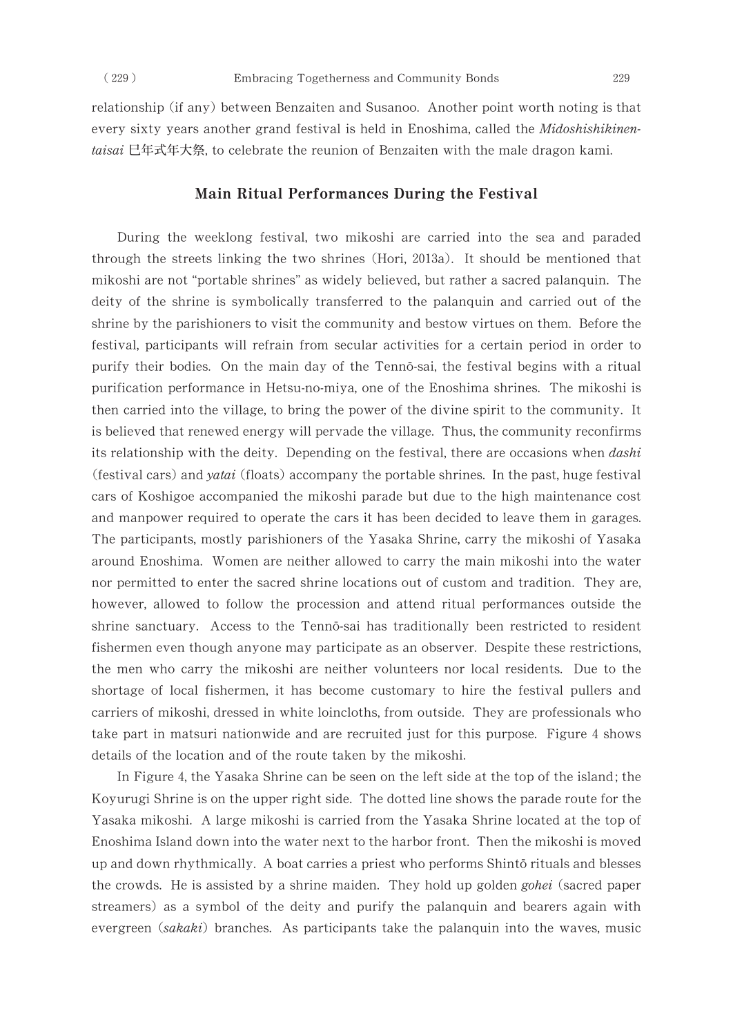relationship (if any) between Benzaiten and Susanoo. Another point worth noting is that every sixty years another grand festival is held in Enoshima, called the *Midoshishikinen-taisai* 巳年式年大祭, to celebrate the reunion of Benzaiten with the male dragon kami.

## Main Ritual Performances During the Festival

During the weeklong festival, two mikoshi are carried into the sea and paraded through the streets linking the two shrines (Hori, 2013a). It should be mentioned that mikoshi are not "portable shrines" as widely believed, but rather a sacred palanquin. The deity of the shrine is symbolically transferred to the palanquin and carried out of the shrine by the parishioners to visit the community and bestow virtues on them. Before the festival, participants will refrain from secular activities for a certain period in order to purify their bodies. On the main day of the Tennō-sai, the festival begins with a ritual purification performance in Hetsu-no-miya, one of the Enoshima shrines. The mikoshi is then carried into the village, to bring the power of the divine spirit to the community. It is believed that renewed energy will pervade the village. Thus, the community reconfirms its relationship with the deity. Depending on the festival, there are occasions when *dashi* (festival cars) and *yatai* (floats) accompany the portable shrines. In the past, huge festival cars of Koshigoe accompanied the mikoshi parade but due to the high maintenance cost and manpower required to operate the cars it has been decided to leave them in garages. The participants, mostly parishioners of the Yasaka Shrine, carry the mikoshi of Yasaka around Enoshima. Women are neither allowed to carry the main mikoshi into the water nor permitted to enter the sacred shrine locations out of custom and tradition. They are, however, allowed to follow the procession and attend ritual performances outside the shrine sanctuary. Access to the Tennō-sai has traditionally been restricted to resident fishermen even though anyone may participate as an observer. Despite these restrictions, the men who carry the mikoshi are neither volunteers nor local residents. Due to the shortage of local fishermen, it has become customary to hire the festival pullers and carriers of mikoshi, dressed in white loincloths, from outside. They are professionals who take part in matsuri nationwide and are recruited just for this purpose. Figure 4 shows details of the location and of the route taken by the mikoshi.

In Figure 4, the Yasaka Shrine can be seen on the left side at the top of the island; the Koyurugi Shrine is on the upper right side. The dotted line shows the parade route for the Yasaka mikoshi. A large mikoshi is carried from the Yasaka Shrine located at the top of Enoshima Island down into the water next to the harbor front. Then the mikoshi is moved up and down rhythmically. A boat carries a priest who performs Shintō rituals and blesses the crowds. He is assisted by a shrine maiden. They hold up golden *gohei* (sacred paper streamers) as a symbol of the deity and purify the palanquin and bearers again with evergreen (*sakaki*) branches. As participants take the palanquin into the waves, music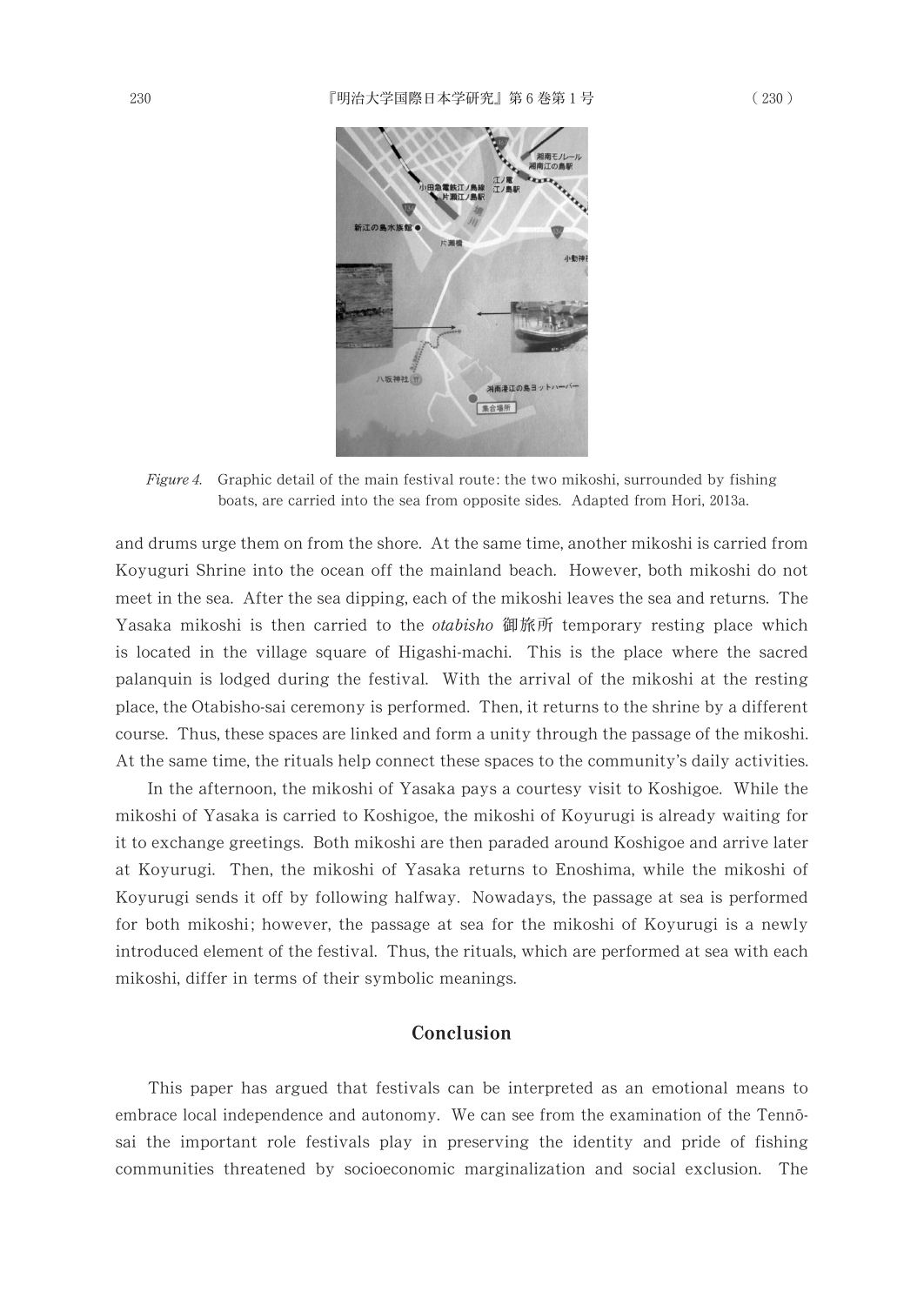*Figure 4.* Graphic detail of the main festival route: the two mikoshi, surrounded by fishing boats, are carried into the sea from opposite sides. Adapted from Hori, 2013a.

and drums urge them on from the shore. At the same time, another mikoshi is carried from Koyuguri Shrine into the ocean off the mainland beach. However, both mikoshi do not meet in the sea. After the sea dipping, each of the mikoshi leaves the sea and returns. The Yasaka mikoshi is then carried to the *otabisho* 御旅所 temporary resting place which is located in the village square of Higashi-machi. This is the place where the sacred palanquin is lodged during the festival. With the arrival of the mikoshi at the resting place, the Otabisho-sai ceremony is performed. Then, it returns to the shrine by a different course. Thus, these spaces are linked and form a unity through the passage of the mikoshi. At the same time, the rituals help connect these spaces to the community's daily activities.

In the afternoon, the mikoshi of Yasaka pays a courtesy visit to Koshigoe. While the mikoshi of Yasaka is carried to Koshigoe, the mikoshi of Koyurugi is already waiting for it to exchange greetings. Both mikoshi are then paraded around Koshigoe and arrive later at Koyurugi. Then, the mikoshi of Yasaka returns to Enoshima, while the mikoshi of Koyurugi sends it off by following halfway. Nowadays, the passage at sea is performed for both mikoshi; however, the passage at sea for the mikoshi of Koyurugi is a newly introduced element of the festival. Thus, the rituals, which are performed at sea with each mikoshi, differ in terms of their symbolic meanings.

## Conclusion

This paper has argued that festivals can be interpreted as an emotional means to embrace local independence and autonomy. We can see from the examination of the Tennō-sai the important role festivals play in preserving the identity and pride of fishing communities threatened by socioeconomic marginalization and social exclusion. The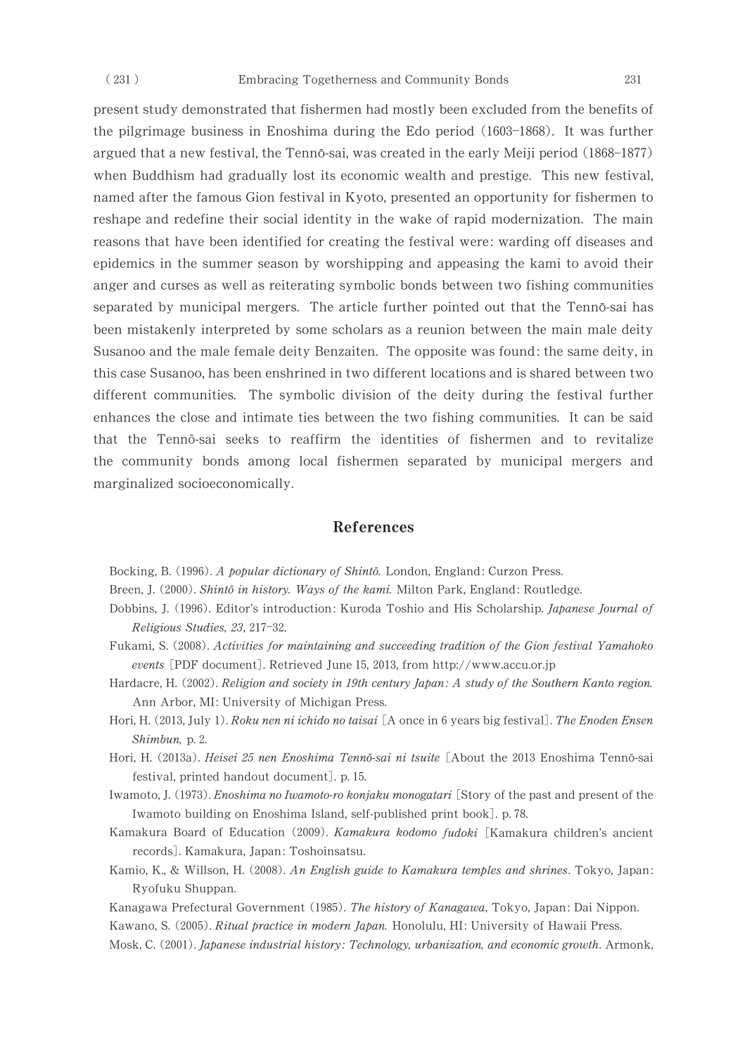present study demonstrated that fishermen had mostly been excluded from the benefits of the pilgrimage business in Enoshima during the Edo period (1603–1868). It was further argued that a new festival, the Tennō-sai, was created in the early Meiji period (1868–1877) when Buddhism had gradually lost its economic wealth and prestige. This new festival, named after the famous Gion festival in Kyoto, presented an opportunity for fishermen to reshape and redefine their social identity in the wake of rapid modernization. The main reasons that have been identified for creating the festival were: warding off diseases and epidemics in the summer season by worshipping and appeasing the kami to avoid their anger and curses as well as reiterating symbolic bonds between two fishing communities separated by municipal mergers. The article further pointed out that the Tennō-sai has been mistakenly interpreted by some scholars as a reunion between the main male deity Susanoo and the male female deity Benzaiten. The opposite was found: the same deity, in this case Susanoo, has been enshrined in two different locations and is shared between two different communities. The symbolic division of the deity during the festival further enhances the close and intimate ties between the two fishing communities. It can be said that the Tennō-sai seeks to reaffirm the identities of fishermen and to revitalize the community bonds among local fishermen separated by municipal mergers and marginalized socioeconomically.

## References

Bocking, B. (1996). *A popular dictionary of Shintō.* London, England: Curzon Press.

Breen, J. (2000). *Shintō in history. Ways of the kami.* Milton Park, England: Routledge.

Dobbins, J. (1996). Editor's introduction: Kuroda Toshio and His Scholarship. *Japanese Journal of Religious Studies, 23*, 217–32.

Fukami, S. (2008). *Activities for maintaining and succeeding tradition of the Gion festival Yamahoko events* [PDF document]. Retrieved June 15, 2013, from http://www.accu.or.jp

Hardacre, H. (2002). *Religion and society in 19th century Japan: A study of the Southern Kanto region.* Ann Arbor, MI: University of Michigan Press.

Hori, H. (2013, July 1). *Roku nen ni ichido no taisai* [A once in 6 years big festival]. *The Enoden Ensen Shimbun,* p. 2.

Hori, H. (2013a). *Heisei 25 nen Enoshima Tennō-sai ni tsuite* [About the 2013 Enoshima Tennō-sai festival, printed handout document]. p. 15.

Iwamoto, J. (1973). *Enoshima no Iwamoto-ro konjaku monogatari* [Story of the past and present of the Iwamoto building on Enoshima Island, self-published print book]. p. 78.

Kamakura Board of Education (2009). *Kamakura kodomo fudoki* [Kamakura children's ancient records]. Kamakura, Japan: Toshoinsatsu.

Kamio, K., & Willson, H. (2008). *An English guide to Kamakura temples and shrines*. Tokyo, Japan: Ryofuku Shuppan.

Kanagawa Prefectural Government (1985). *The history of Kanagawa*, Tokyo, Japan: Dai Nippon.

Kawano, S. (2005). *Ritual practice in modern Japan.* Honolulu, HI: University of Hawaii Press.

Mosk, C. (2001). *Japanese industrial history: Technology, urbanization, and economic growth.* Armonk,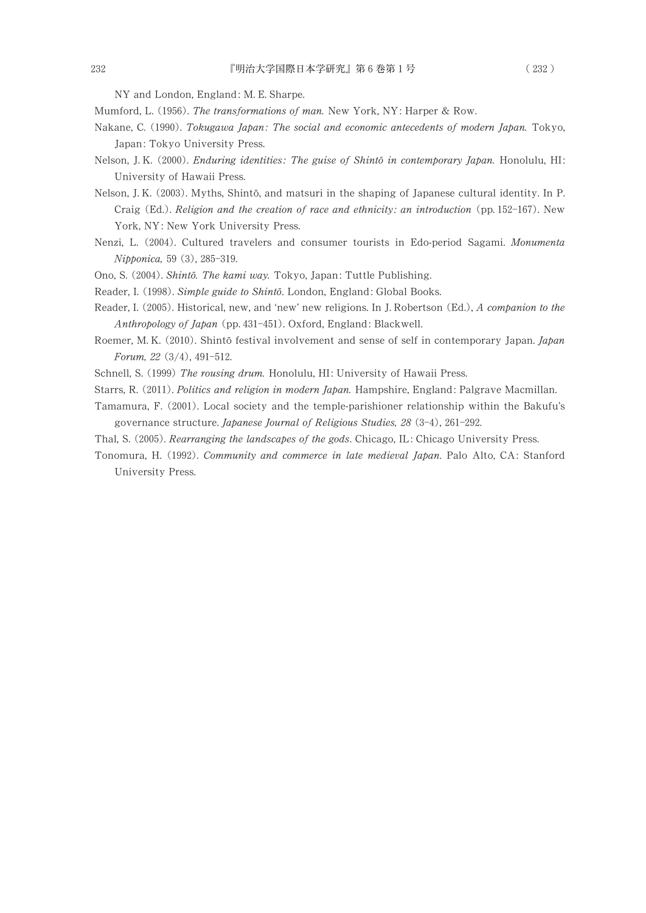NY and London, England: M. E. Sharpe.

Mumford, L. (1956). *The transformations of man.* New York, NY: Harper & Row.

Nakane, C. (1990). *Tokugawa Japan: The social and economic antecedents of modern Japan.* Tokyo, Japan: Tokyo University Press.

Nelson, J. K. (2000). *Enduring identities: The guise of Shintō in contemporary Japan.* Honolulu, HI: University of Hawaii Press.

Nelson, J. K. (2003). Myths, Shintō, and matsuri in the shaping of Japanese cultural identity. In P. Craig (Ed.). *Religion and the creation of race and ethnicity: an introduction* (pp. 152–167). New York, NY: New York University Press.

Nenzi, L. (2004). Cultured travelers and consumer tourists in Edo-period Sagami. *Monumenta Nipponica,* 59 (3), 285–319.

Ono, S. (2004). *Shintō. The kami way.* Tokyo, Japan: Tuttle Publishing.

Reader, I. (1998). *Simple guide to Shintō.* London, England: Global Books.

Reader, I. (2005). Historical, new, and 'new' new religions. In J. Robertson (Ed.), *A companion to the Anthropology of Japan* (pp. 431–451). Oxford, England: Blackwell.

Roemer, M. K. (2010). Shintō festival involvement and sense of self in contemporary Japan. *Japan Forum, 22* (3/4), 491–512.

Schnell, S. (1999) *The rousing drum.* Honolulu, HI: University of Hawaii Press.

Starrs, R. (2011). *Politics and religion in modern Japan.* Hampshire, England: Palgrave Macmillan.

Tamamura, F. (2001). Local society and the temple-parishioner relationship within the Bakufu's governance structure. *Japanese Journal of Religious Studies, 28* (3–4), 261–292.

Thal, S. (2005). *Rearranging the landscapes of the gods*. Chicago, IL: Chicago University Press.

Tonomura, H. (1992). *Community and commerce in late medieval Japan*. Palo Alto, CA: Stanford University Press.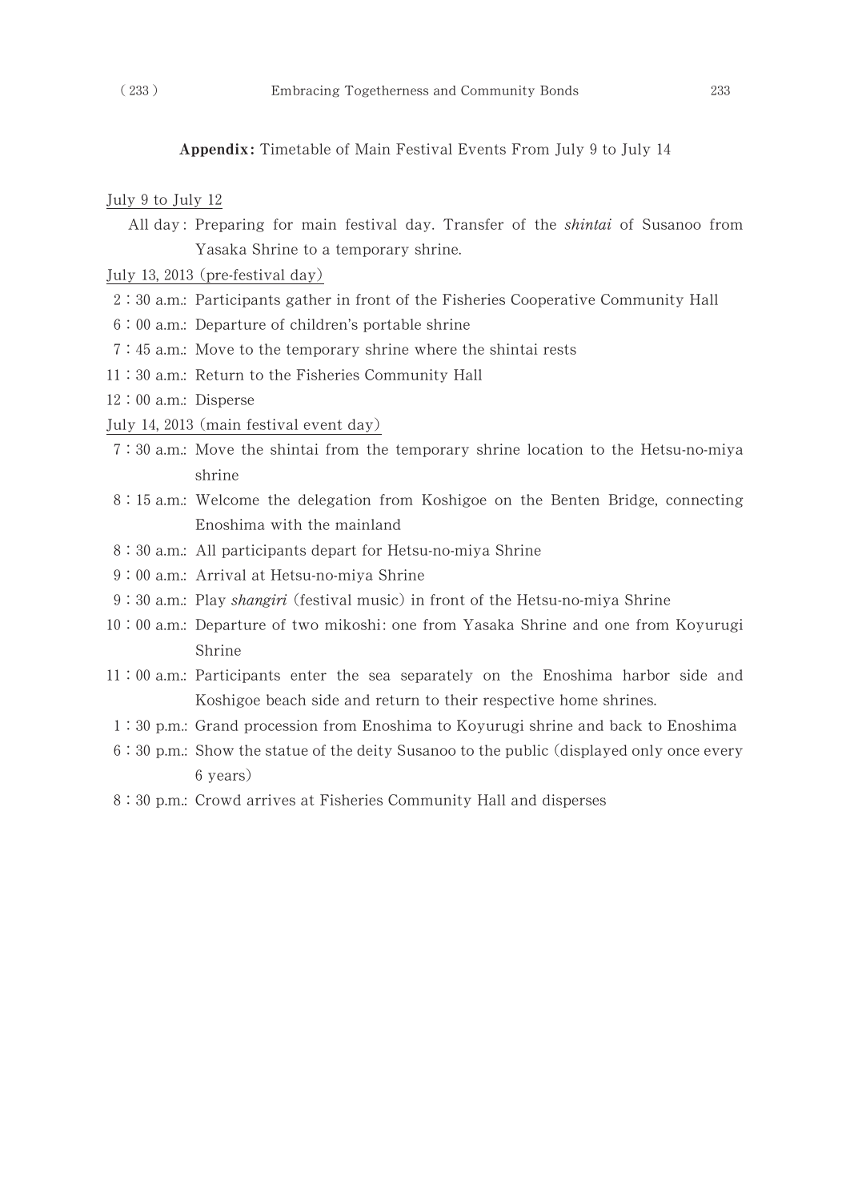**Appendix:** Timetable of Main Festival Events From July 9 to July 14

July 9 to July 12

All day: Preparing for main festival day. Transfer of the *shintai* of Susanoo from Yasaka Shrine to a temporary shrine.

July 13, 2013 (pre-festival day)

2 : 30 a.m.: Participants gather in front of the Fisheries Cooperative Community Hall
6 : 00 a.m.: Departure of children's portable shrine
7 : 45 a.m.: Move to the temporary shrine where the shintai rests
11 : 30 a.m.: Return to the Fisheries Community Hall
12 : 00 a.m.: Disperse

July 14, 2013 (main festival event day)

7 : 30 a.m.: Move the shintai from the temporary shrine location to the Hetsu-no-miya shrine
8 : 15 a.m.: Welcome the delegation from Koshigoe on the Benten Bridge, connecting Enoshima with the mainland
8 : 30 a.m.: All participants depart for Hetsu-no-miya Shrine
9 : 00 a.m.: Arrival at Hetsu-no-miya Shrine
9 : 30 a.m.: Play *shangiri* (festival music) in front of the Hetsu-no-miya Shrine
10 : 00 a.m.: Departure of two mikoshi: one from Yasaka Shrine and one from Koyurugi Shrine
11 : 00 a.m.: Participants enter the sea separately on the Enoshima harbor side and Koshigoe beach side and return to their respective home shrines.
1 : 30 p.m.: Grand procession from Enoshima to Koyurugi shrine and back to Enoshima
6 : 30 p.m.: Show the statue of the deity Susanoo to the public (displayed only once every 6 years)
8 : 30 p.m.: Crowd arrives at Fisheries Community Hall and disperses